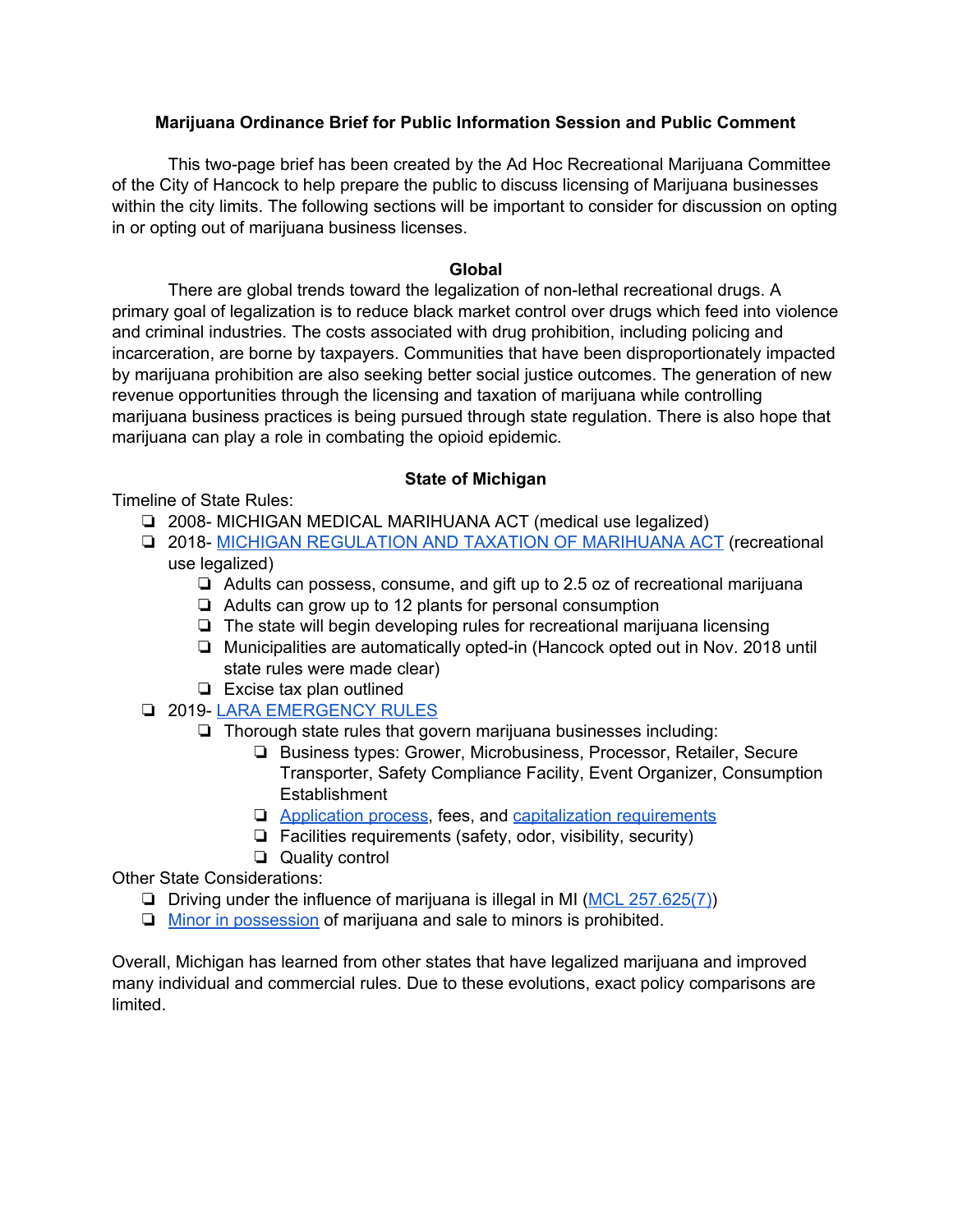**Marijuana Ordinance Brief for Public Information Session and Public Comment**

This two-page brief has been created by the Ad Hoc Recreational Marijuana Committee of the City of Hancock to help prepare the public to discuss licensing of Marijuana businesses within the city limits. The following sections will be important to consider for discussion on opting in or opting out of marijuana business licenses.

**Global**

There are global trends toward the legalization of non-lethal recreational drugs. A primary goal of legalization is to reduce black market control over drugs which feed into violence and criminal industries. The costs associated with drug prohibition, including policing and incarceration, are borne by taxpayers. Communities that have been disproportionately impacted by marijuana prohibition are also seeking better social justice outcomes. The generation of new revenue opportunities through the licensing and taxation of marijuana while controlling marijuana business practices is being pursued through state regulation. There is also hope that marijuana can play a role in combating the opioid epidemic.

**State of Michigan**

Timeline of State Rules:

- 2008- MICHIGAN MEDICAL MARIHUANA ACT (medical use legalized)
- 2018- MICHIGAN REGULATION AND TAXATION OF MARIHUANA ACT (recreational use legalized)
  - Adults can possess, consume, and gift up to 2.5 oz of recreational marijuana
  - Adults can grow up to 12 plants for personal consumption
  - The state will begin developing rules for recreational marijuana licensing
  - Municipalities are automatically opted-in (Hancock opted out in Nov. 2018 until state rules were made clear)
  - Excise tax plan outlined
- 2019- LARA EMERGENCY RULES
  - Thorough state rules that govern marijuana businesses including:
    - Business types: Grower, Microbusiness, Processor, Retailer, Secure Transporter, Safety Compliance Facility, Event Organizer, Consumption Establishment
    - Application process, fees, and capitalization requirements
    - Facilities requirements (safety, odor, visibility, security)
    - Quality control

Other State Considerations:

- Driving under the influence of marijuana is illegal in MI (MCL 257.625(7))
- Minor in possession of marijuana and sale to minors is prohibited.

Overall, Michigan has learned from other states that have legalized marijuana and improved many individual and commercial rules. Due to these evolutions, exact policy comparisons are limited.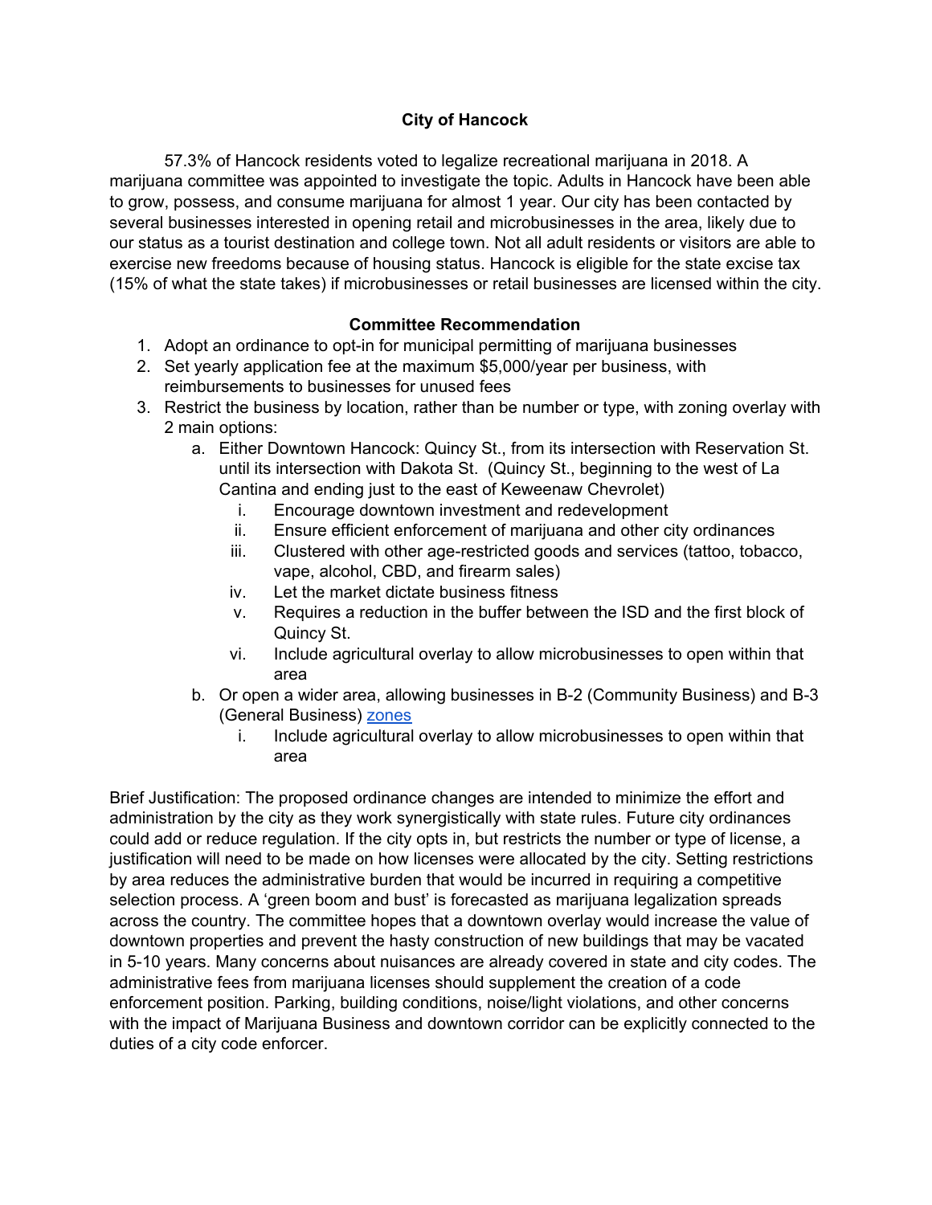**City of Hancock**

57.3% of Hancock residents voted to legalize recreational marijuana in 2018. A marijuana committee was appointed to investigate the topic. Adults in Hancock have been able to grow, possess, and consume marijuana for almost 1 year. Our city has been contacted by several businesses interested in opening retail and microbusinesses in the area, likely due to our status as a tourist destination and college town. Not all adult residents or visitors are able to exercise new freedoms because of housing status. Hancock is eligible for the state excise tax (15% of what the state takes) if microbusinesses or retail businesses are licensed within the city.

**Committee Recommendation**

1. Adopt an ordinance to opt-in for municipal permitting of marijuana businesses
2. Set yearly application fee at the maximum $5,000/year per business, with reimbursements to businesses for unused fees
3. Restrict the business by location, rather than be number or type, with zoning overlay with 2 main options:
   a. Either Downtown Hancock: Quincy St., from its intersection with Reservation St. until its intersection with Dakota St. (Quincy St., beginning to the west of La Cantina and ending just to the east of Keweenaw Chevrolet)
      i. Encourage downtown investment and redevelopment
      ii. Ensure efficient enforcement of marijuana and other city ordinances
      iii. Clustered with other age-restricted goods and services (tattoo, tobacco, vape, alcohol, CBD, and firearm sales)
      iv. Let the market dictate business fitness
      v. Requires a reduction in the buffer between the ISD and the first block of Quincy St.
      vi. Include agricultural overlay to allow microbusinesses to open within that area
   b. Or open a wider area, allowing businesses in B-2 (Community Business) and B-3 (General Business) zones
      i. Include agricultural overlay to allow microbusinesses to open within that area

Brief Justification: The proposed ordinance changes are intended to minimize the effort and administration by the city as they work synergistically with state rules. Future city ordinances could add or reduce regulation. If the city opts in, but restricts the number or type of license, a justification will need to be made on how licenses were allocated by the city. Setting restrictions by area reduces the administrative burden that would be incurred in requiring a competitive selection process. A 'green boom and bust' is forecasted as marijuana legalization spreads across the country. The committee hopes that a downtown overlay would increase the value of downtown properties and prevent the hasty construction of new buildings that may be vacated in 5-10 years. Many concerns about nuisances are already covered in state and city codes. The administrative fees from marijuana licenses should supplement the creation of a code enforcement position. Parking, building conditions, noise/light violations, and other concerns with the impact of Marijuana Business and downtown corridor can be explicitly connected to the duties of a city code enforcer.